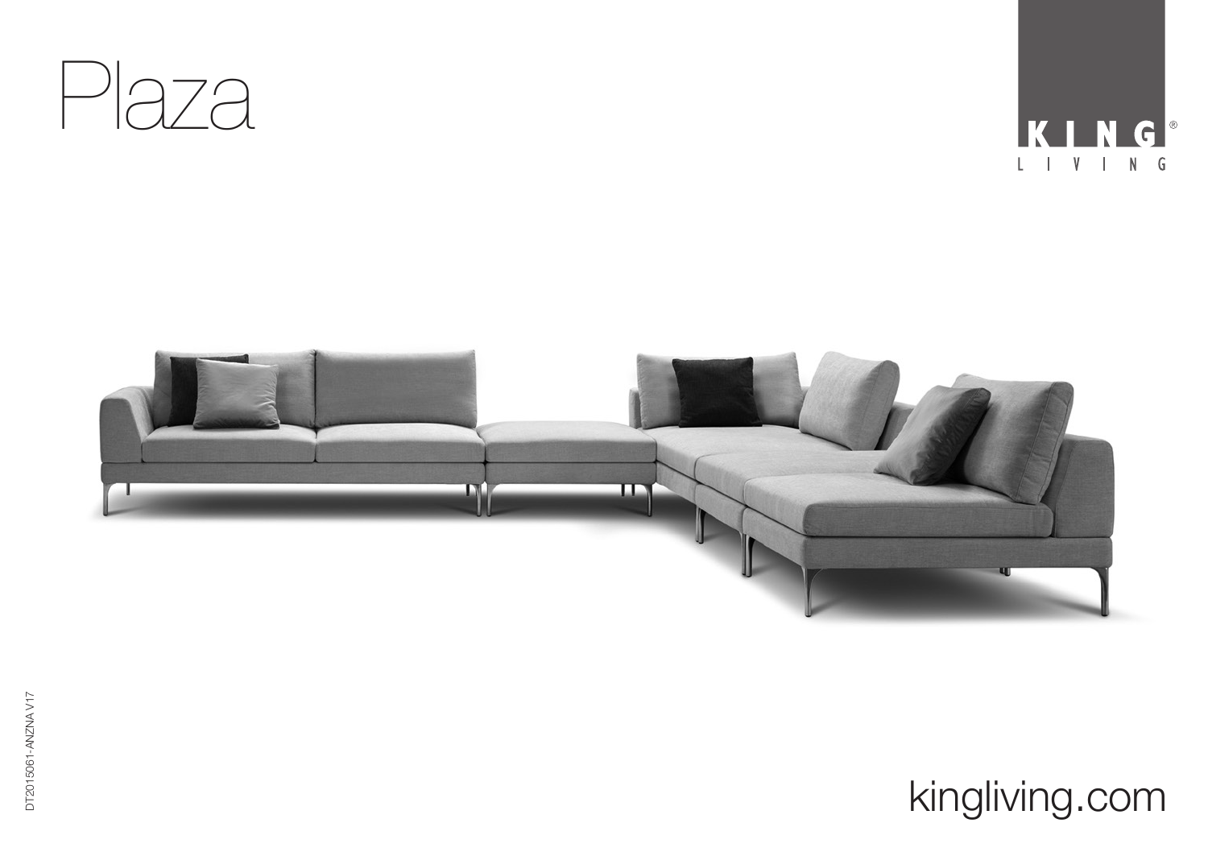# Plaza

KING® LIVING

DT2015061-ANZNA V17

kingliving.com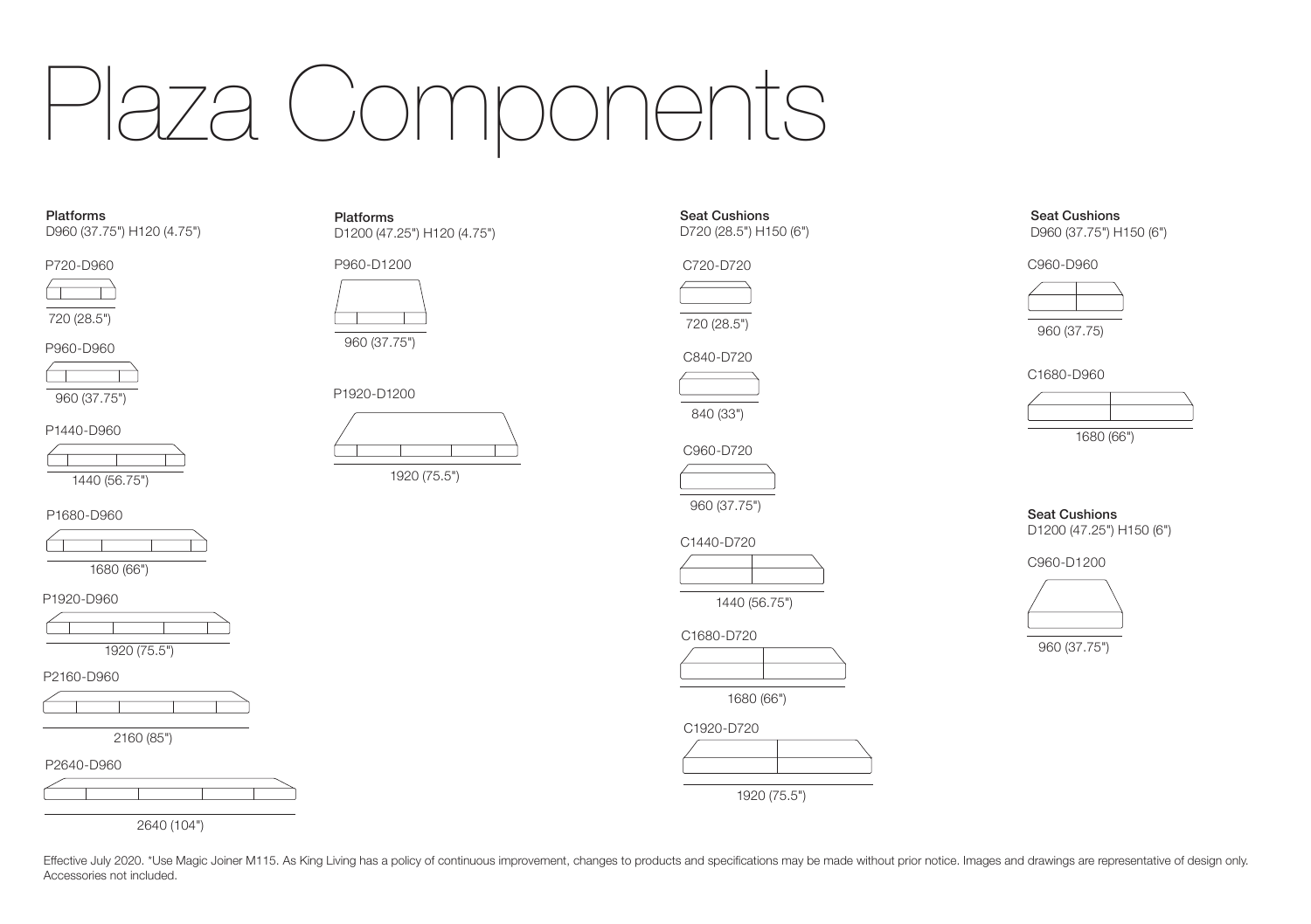# Plaza Components

**Platforms**
D960 (37.75") H120 (4.75")

P720-D960

720 (28.5")

P960-D960

960 (37.75")

P1440-D960

1440 (56.75")

P1680-D960

1680 (66")

P1920-D960

1920 (75.5")

P2160-D960

2160 (85")

P2640-D960

2640 (104")

**Platforms**
D1200 (47.25") H120 (4.75")

P960-D1200

960 (37.75")

P1920-D1200

1920 (75.5")

**Seat Cushions**
D720 (28.5") H150 (6")

C720-D720

720 (28.5")

C840-D720

840 (33")

C960-D720

960 (37.75")

C1440-D720

1440 (56.75")

C1680-D720

1680 (66")

C1920-D720

1920 (75.5")

**Seat Cushions**
D960 (37.75") H150 (6")

C960-D960

960 (37.75)

C1680-D960

1680 (66")

**Seat Cushions**
D1200 (47.25") H150 (6")

C960-D1200

960 (37.75")

Effective July 2020. *Use Magic Joiner M115. As King Living has a policy of continuous improvement, changes to products and specifications may be made without prior notice. Images and drawings are representative of design only. Accessories not included.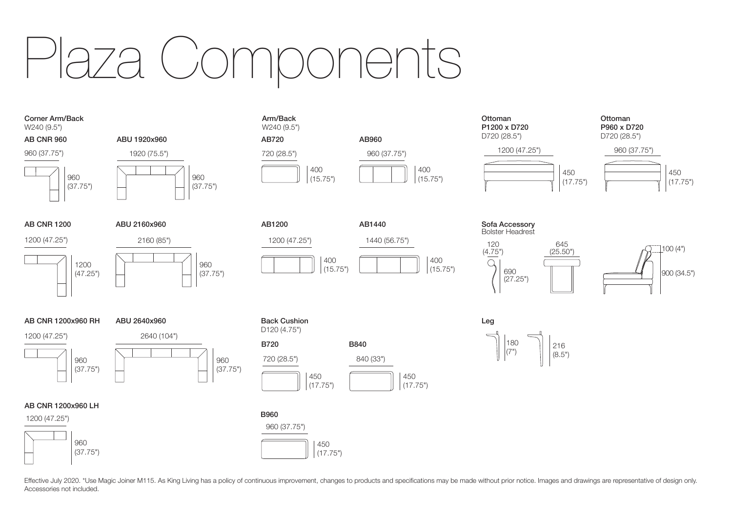# Plaza Components

## Corner Arm/Back

W240 (9.5")

**AB CNR 960**

960 (37.75") × 960 (37.75")

**AB CNR 1200**

1200 (47.25") × 1200 (47.25")

**AB CNR 1200x960 RH**

1200 (47.25") × 960 (37.75")

**AB CNR 1200x960 LH**

1200 (47.25") × 960 (37.75")

**ABU 1920x960**

1920 (75.5") × 960 (37.75")

**ABU 2160x960**

2160 (85") × 960 (37.75")

**ABU 2640x960**

2640 (104") × 960 (37.75")

## Arm/Back

W240 (9.5")

**AB720**

720 (28.5") × 400 (15.75")

**AB960**

960 (37.75") × 400 (15.75")

**AB1200**

1200 (47.25") × 400 (15.75")

**AB1440**

1440 (56.75") × 400 (15.75")

## Back Cushion

D120 (4.75")

**B720**

720 (28.5") × 450 (17.75")

**B840**

840 (33") × 450 (17.75")

**B960**

960 (37.75") × 450 (17.75")

## Ottoman

**P1200 x D720**

D720 (28.5")

1200 (47.25") × 450 (17.75")

## Ottoman

**P960 x D720**

D720 (28.5")

960 (37.75") × 450 (17.75")

## Sofa Accessory

Bolster Headrest

120 (4.75")

690 (27.25")

645 (25.50")

100 (4")

900 (34.5")

## Leg

180 (7")

216 (8.5")

Effective July 2020. *Use Magic Joiner M115. As King Living has a policy of continuous improvement, changes to products and specifications may be made without prior notice. Images and drawings are representative of design only. Accessories not included.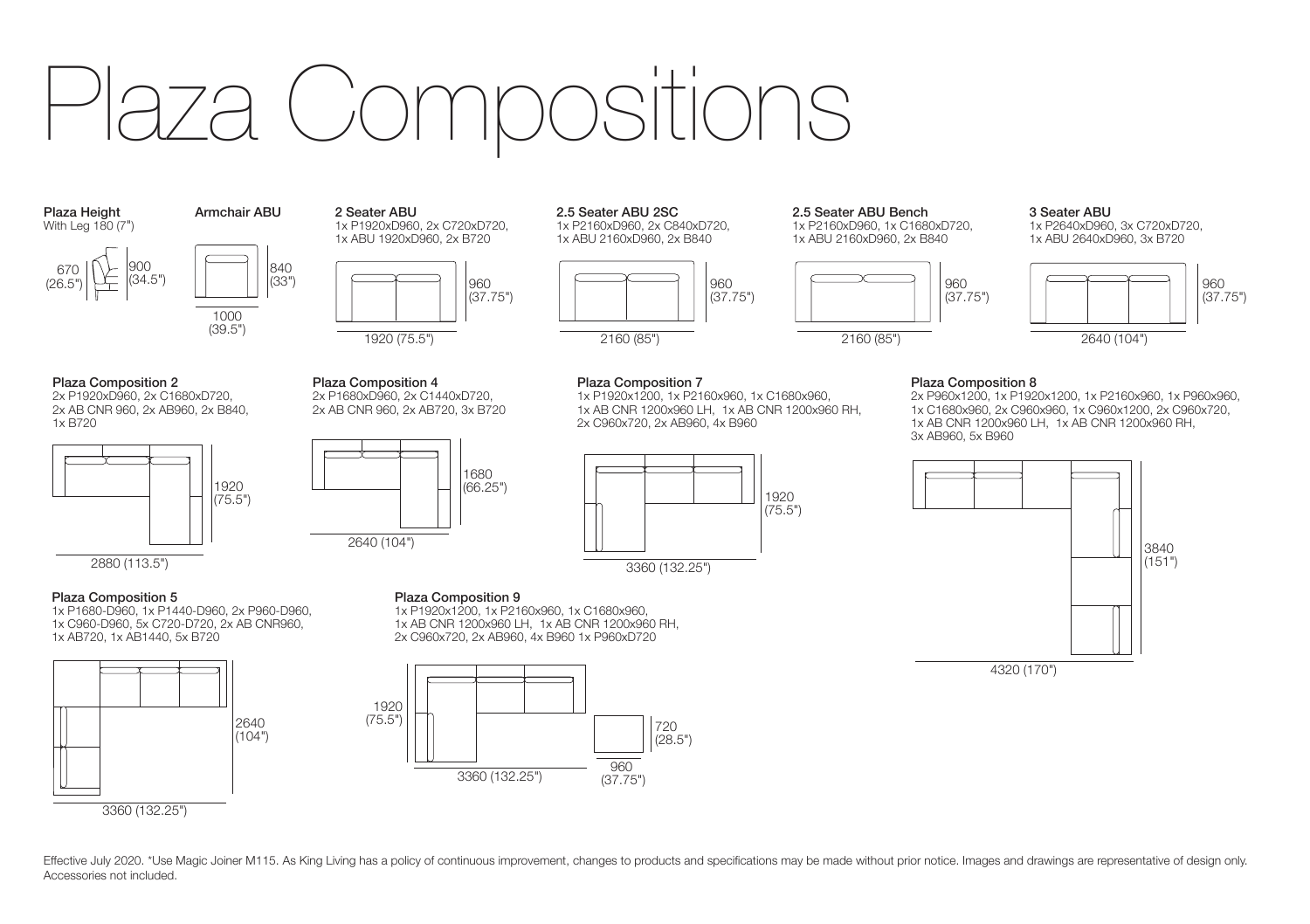# Plaza Compositions

**Plaza Height**
With Leg 180 (7")

670 (26.5")
900 (34.5")

**Armchair ABU**

840 (33")
1000 (39.5")

**2 Seater ABU**
1x P1920xD960, 2x C720xD720, 1x ABU 1920xD960, 2x B720

960 (37.75")
1920 (75.5")

**2.5 Seater ABU 2SC**
1x P2160xD960, 2x C840xD720, 1x ABU 2160xD960, 2x B840

960 (37.75")
2160 (85")

**2.5 Seater ABU Bench**
1x P2160xD960, 1x C1680xD720, 1x ABU 2160xD960, 2x B840

960 (37.75")
2160 (85")

**3 Seater ABU**
1x P2640xD960, 3x C720xD720, 1x ABU 2640xD960, 3x B720

960 (37.75")
2640 (104")

**Plaza Composition 2**
2x P1920xD960, 2x C1680xD720, 2x AB CNR 960, 2x AB960, 2x B840, 1x B720

1920 (75.5")
2880 (113.5")

**Plaza Composition 4**
2x P1680xD960, 2x C1440xD720, 2x AB CNR 960, 2x AB720, 3x B720

1680 (66.25")
2640 (104")

**Plaza Composition 7**
1x P1920x1200, 1x P2160x960, 1x C1680x960, 1x AB CNR 1200x960 LH, 1x AB CNR 1200x960 RH, 2x C960x720, 2x AB960, 4x B960

1920 (75.5")
3360 (132.25")

**Plaza Composition 8**
2x P960x1200, 1x P1920x1200, 1x P2160x960, 1x P960x960, 1x C1680x960, 2x C960x960, 1x C960x1200, 2x C960x720, 1x AB CNR 1200x960 LH, 1x AB CNR 1200x960 RH, 3x AB960, 5x B960

3840 (151")
4320 (170")

**Plaza Composition 5**
1x P1680-D960, 1x P1440-D960, 2x P960-D960, 1x C960-D960, 5x C720-D720, 2x AB CNR960, 1x AB720, 1x AB1440, 5x B720

2640 (104")
3360 (132.25")

**Plaza Composition 9**
1x P1920x1200, 1x P2160x960, 1x C1680x960, 1x AB CNR 1200x960 LH, 1x AB CNR 1200x960 RH, 2x C960x720, 2x AB960, 4x B960 1x P960xD720

1920 (75.5")
3360 (132.25")
720 (28.5")
960 (37.75")

Effective July 2020. *Use Magic Joiner M115. As King Living has a policy of continuous improvement, changes to products and specifications may be made without prior notice. Images and drawings are representative of design only. Accessories not included.